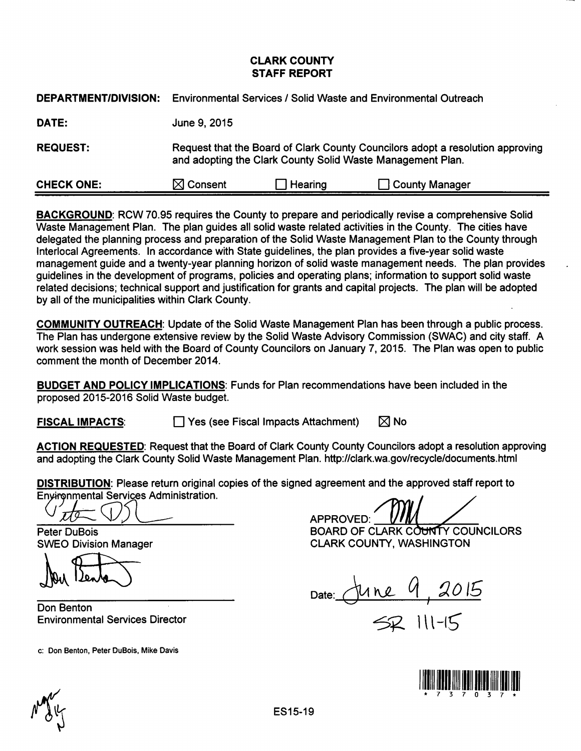# CLARK COUNTY
## STAFF REPORT

| | |
|---|---|
| **DEPARTMENT/DIVISION:** | Environmental Services / Solid Waste and Environmental Outreach |
| **DATE:** | June 9, 2015 |
| **REQUEST:** | Request that the Board of Clark County Councilors adopt a resolution approving and adopting the Clark County Solid Waste Management Plan. |
| **CHECK ONE:** | ☒ Consent ☐ Hearing ☐ County Manager |

**BACKGROUND**: RCW 70.95 requires the County to prepare and periodically revise a comprehensive Solid Waste Management Plan. The plan guides all solid waste related activities in the County. The cities have delegated the planning process and preparation of the Solid Waste Management Plan to the County through Interlocal Agreements. In accordance with State guidelines, the plan provides a five-year solid waste management guide and a twenty-year planning horizon of solid waste management needs. The plan provides guidelines in the development of programs, policies and operating plans; information to support solid waste related decisions; technical support and justification for grants and capital projects. The plan will be adopted by all of the municipalities within Clark County.

**COMMUNITY OUTREACH**: Update of the Solid Waste Management Plan has been through a public process. The Plan has undergone extensive review by the Solid Waste Advisory Commission (SWAC) and city staff. A work session was held with the Board of County Councilors on January 7, 2015. The Plan was open to public comment the month of December 2014.

**BUDGET AND POLICY IMPLICATIONS**: Funds for Plan recommendations have been included in the proposed 2015-2016 Solid Waste budget.

**FISCAL IMPACTS**: ☐ Yes (see Fiscal Impacts Attachment) ☒ No

**ACTION REQUESTED**: Request that the Board of Clark County County Councilors adopt a resolution approving and adopting the Clark County Solid Waste Management Plan. http://clark.wa.gov/recycle/documents.html

**DISTRIBUTION**: Please return original copies of the signed agreement and the approved staff report to Environmental Services Administration.

Peter DuBois
SWEO Division Manager

Don Benton
Environmental Services Director

APPROVED:
BOARD OF CLARK COUNTY COUNCILORS
CLARK COUNTY, WASHINGTON

Date: June 9, 2015

SR 111-15

c: Don Benton, Peter DuBois, Mike Davis

\* 7 3 7 0 3 7 \*

ES15-19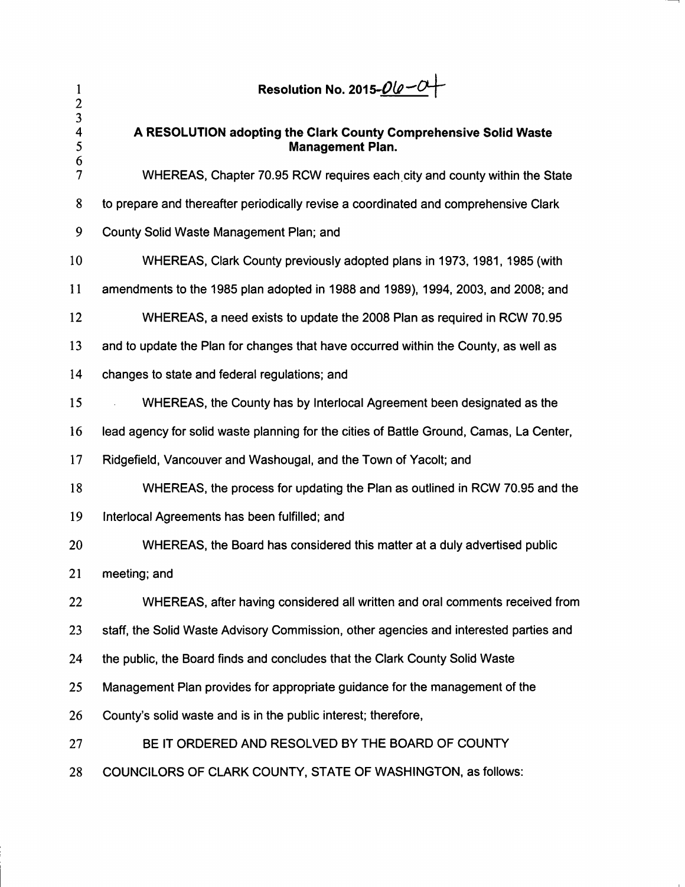**Resolution No. 2015-06-04**

**A RESOLUTION adopting the Clark County Comprehensive Solid Waste Management Plan.**

WHEREAS, Chapter 70.95 RCW requires each city and county within the State to prepare and thereafter periodically revise a coordinated and comprehensive Clark County Solid Waste Management Plan; and

WHEREAS, Clark County previously adopted plans in 1973, 1981, 1985 (with amendments to the 1985 plan adopted in 1988 and 1989), 1994, 2003, and 2008; and

WHEREAS, a need exists to update the 2008 Plan as required in RCW 70.95 and to update the Plan for changes that have occurred within the County, as well as changes to state and federal regulations; and

WHEREAS, the County has by Interlocal Agreement been designated as the lead agency for solid waste planning for the cities of Battle Ground, Camas, La Center, Ridgefield, Vancouver and Washougal, and the Town of Yacolt; and

WHEREAS, the process for updating the Plan as outlined in RCW 70.95 and the Interlocal Agreements has been fulfilled; and

WHEREAS, the Board has considered this matter at a duly advertised public meeting; and

WHEREAS, after having considered all written and oral comments received from staff, the Solid Waste Advisory Commission, other agencies and interested parties and the public, the Board finds and concludes that the Clark County Solid Waste Management Plan provides for appropriate guidance for the management of the County's solid waste and is in the public interest; therefore,

BE IT ORDERED AND RESOLVED BY THE BOARD OF COUNTY COUNCILORS OF CLARK COUNTY, STATE OF WASHINGTON, as follows: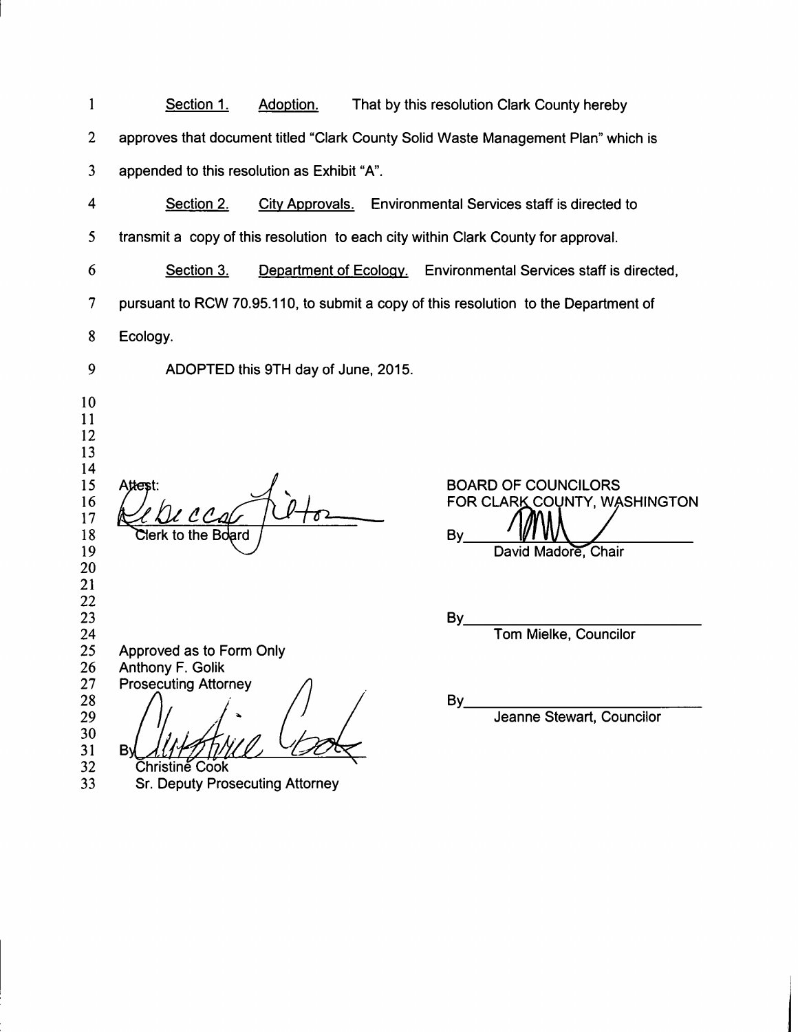Section 1. Adoption. That by this resolution Clark County hereby approves that document titled "Clark County Solid Waste Management Plan" which is appended to this resolution as Exhibit "A".

Section 2. City Approvals. Environmental Services staff is directed to transmit a copy of this resolution to each city within Clark County for approval.

Section 3. Department of Ecology. Environmental Services staff is directed, pursuant to RCW 70.95.110, to submit a copy of this resolution to the Department of Ecology.

ADOPTED this 9TH day of June, 2015.

Attest:

Rebecca Tilton

Clerk to the Board

BOARD OF COUNCILORS
FOR CLARK COUNTY, WASHINGTON

By ______________________
David Madore, Chair

By ______________________
Tom Mielke, Councilor

By ______________________
Jeanne Stewart, Councilor

Approved as to Form Only
Anthony F. Golik
Prosecuting Attorney

By Christine Cook

Christine Cook
Sr. Deputy Prosecuting Attorney